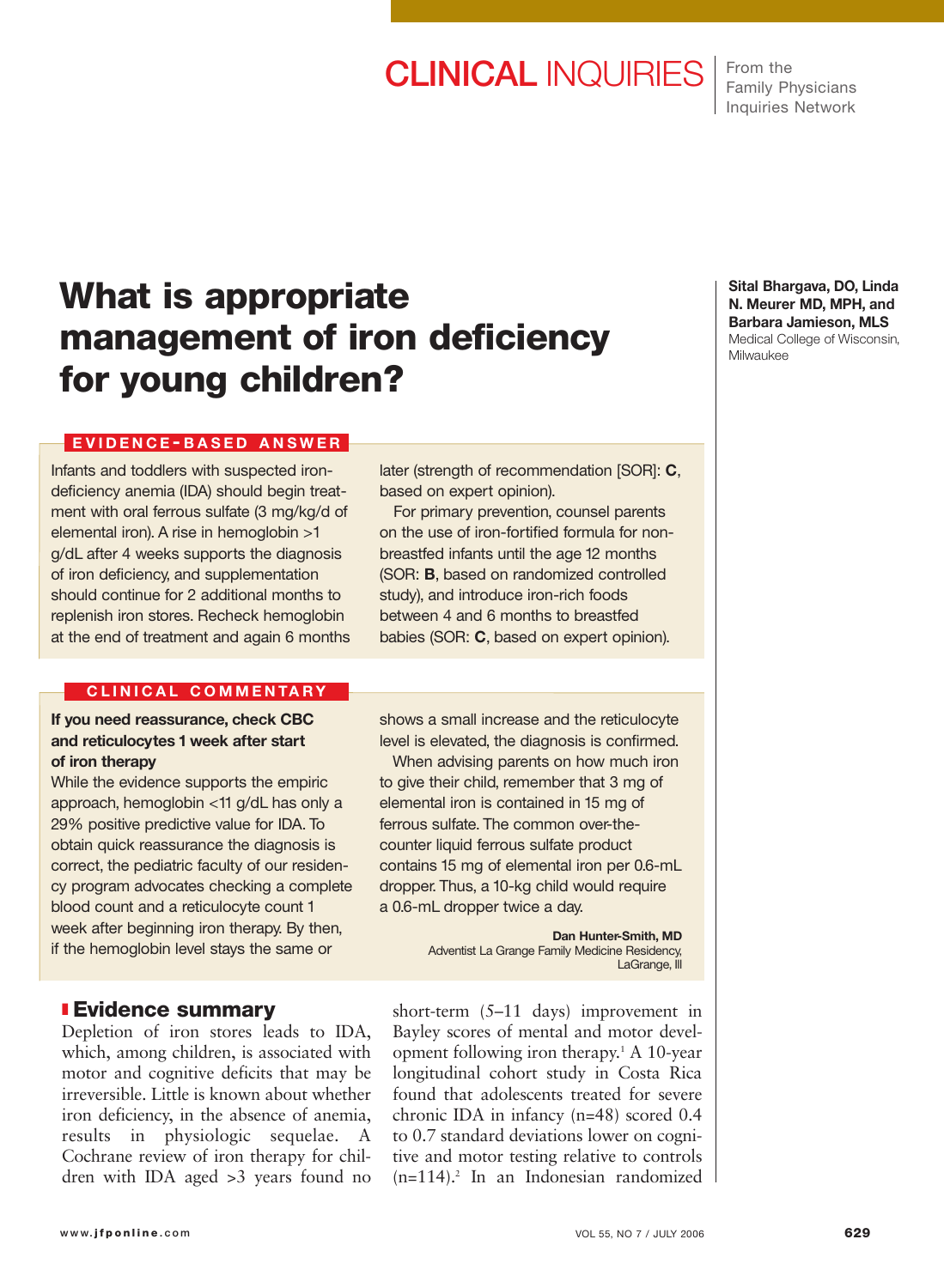CLINICAL INQUIRIES

From the Family Physicians Inquiries Network

# What is appropriate management of iron deficiency for young children?

**Sital Bhargava, DO, Linda N. Meurer MD, MPH, and Barbara Jamieson, MLS**
Medical College of Wisconsin, Milwaukee

## EVIDENCE-BASED ANSWER

Infants and toddlers with suspected iron-deficiency anemia (IDA) should begin treatment with oral ferrous sulfate (3 mg/kg/d of elemental iron). A rise in hemoglobin >1 g/dL after 4 weeks supports the diagnosis of iron deficiency, and supplementation should continue for 2 additional months to replenish iron stores. Recheck hemoglobin at the end of treatment and again 6 months later (strength of recommendation [SOR]: **C**, based on expert opinion).

For primary prevention, counsel parents on the use of iron-fortified formula for non-breastfed infants until the age 12 months (SOR: **B**, based on randomized controlled study), and introduce iron-rich foods between 4 and 6 months to breastfed babies (SOR: **C**, based on expert opinion).

## CLINICAL COMMENTARY

**If you need reassurance, check CBC and reticulocytes 1 week after start of iron therapy**

While the evidence supports the empiric approach, hemoglobin <11 g/dL has only a 29% positive predictive value for IDA. To obtain quick reassurance the diagnosis is correct, the pediatric faculty of our residency program advocates checking a complete blood count and a reticulocyte count 1 week after beginning iron therapy. By then, if the hemoglobin level stays the same or shows a small increase and the reticulocyte level is elevated, the diagnosis is confirmed.

When advising parents on how much iron to give their child, remember that 3 mg of elemental iron is contained in 15 mg of ferrous sulfate. The common over-the-counter liquid ferrous sulfate product contains 15 mg of elemental iron per 0.6-mL dropper. Thus, a 10-kg child would require a 0.6-mL dropper twice a day.

**Dan Hunter-Smith, MD**
Adventist La Grange Family Medicine Residency, LaGrange, Ill

## Evidence summary

Depletion of iron stores leads to IDA, which, among children, is associated with motor and cognitive deficits that may be irreversible. Little is known about whether iron deficiency, in the absence of anemia, results in physiologic sequelae. A Cochrane review of iron therapy for children with IDA aged >3 years found no short-term (5–11 days) improvement in Bayley scores of mental and motor development following iron therapy.[1] A 10-year longitudinal cohort study in Costa Rica found that adolescents treated for severe chronic IDA in infancy (n=48) scored 0.4 to 0.7 standard deviations lower on cognitive and motor testing relative to controls (n=114).[2] In an Indonesian randomized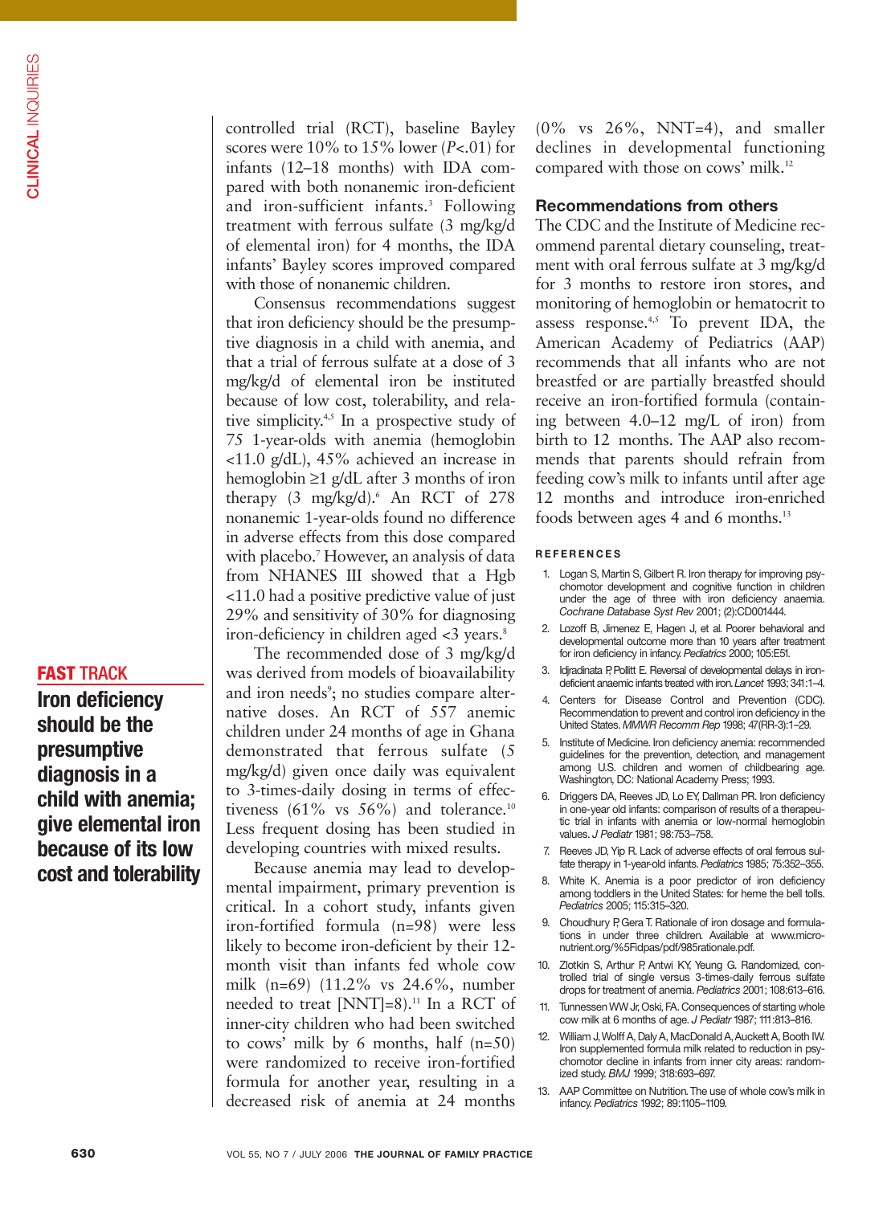controlled trial (RCT), baseline Bayley scores were 10% to 15% lower ($P<.01$) for infants (12–18 months) with IDA compared with both nonanemic iron-deficient and iron-sufficient infants.[3] Following treatment with ferrous sulfate (3 mg/kg/d of elemental iron) for 4 months, the IDA infants' Bayley scores improved compared with those of nonanemic children.

Consensus recommendations suggest that iron deficiency should be the presumptive diagnosis in a child with anemia, and that a trial of ferrous sulfate at a dose of 3 mg/kg/d of elemental iron be instituted because of low cost, tolerability, and relative simplicity.[4,5] In a prospective study of 75 1-year-olds with anemia (hemoglobin <11.0 g/dL), 45% achieved an increase in hemoglobin ≥1 g/dL after 3 months of iron therapy (3 mg/kg/d).[6] An RCT of 278 nonanemic 1-year-olds found no difference in adverse effects from this dose compared with placebo.[7] However, an analysis of data from NHANES III showed that a Hgb <11.0 had a positive predictive value of just 29% and sensitivity of 30% for diagnosing iron-deficiency in children aged <3 years.[8]

The recommended dose of 3 mg/kg/d was derived from models of bioavailability and iron needs[9]; no studies compare alternative doses. An RCT of 557 anemic children under 24 months of age in Ghana demonstrated that ferrous sulfate (5 mg/kg/d) given once daily was equivalent to 3-times-daily dosing in terms of effectiveness (61% vs 56%) and tolerance.[10] Less frequent dosing has been studied in developing countries with mixed results.

Because anemia may lead to developmental impairment, primary prevention is critical. In a cohort study, infants given iron-fortified formula (n=98) were less likely to become iron-deficient by their 12-month visit than infants fed whole cow milk (n=69) (11.2% vs 24.6%, number needed to treat [NNT]=8).[11] In a RCT of inner-city children who had been switched to cows' milk by 6 months, half (n=50) were randomized to receive iron-fortified formula for another year, resulting in a decreased risk of anemia at 24 months (0% vs 26%, NNT=4), and smaller declines in developmental functioning compared with those on cows' milk.[12]

**FAST TRACK**

**Iron deficiency should be the presumptive diagnosis in a child with anemia; give elemental iron because of its low cost and tolerability**

### Recommendations from others

The CDC and the Institute of Medicine recommend parental dietary counseling, treatment with oral ferrous sulfate at 3 mg/kg/d for 3 months to restore iron stores, and monitoring of hemoglobin or hematocrit to assess response.[4,5] To prevent IDA, the American Academy of Pediatrics (AAP) recommends that all infants who are not breastfed or are partially breastfed should receive an iron-fortified formula (containing between 4.0–12 mg/L of iron) from birth to 12 months. The AAP also recommends that parents should refrain from feeding cow's milk to infants until after age 12 months and introduce iron-enriched foods between ages 4 and 6 months.[13]

#### REFERENCES

1. Logan S, Martin S, Gilbert R. Iron therapy for improving psychomotor development and cognitive function in children under the age of three with iron deficiency anaemia. *Cochrane Database Syst Rev* 2001; (2):CD001444.
2. Lozoff B, Jimenez E, Hagen J, et al. Poorer behavioral and developmental outcome more than 10 years after treatment for iron deficiency in infancy. *Pediatrics* 2000; 105:E51.
3. Idjradinata P, Pollitt E. Reversal of developmental delays in iron-deficient anaemic infants treated with iron. *Lancet* 1993; 341:1–4.
4. Centers for Disease Control and Prevention (CDC). Recommendation to prevent and control iron deficiency in the United States. *MMWR Recomm Rep* 1998; 47(RR-3):1–29.
5. Institute of Medicine. Iron deficiency anemia: recommended guidelines for the prevention, detection, and management among U.S. children and women of childbearing age. Washington, DC: National Academy Press; 1993.
6. Driggers DA, Reeves JD, Lo EY, Dallman PR. Iron deficiency in one-year old infants: comparison of results of a therapeutic trial in infants with anemia or low-normal hemoglobin values. *J Pediatr* 1981; 98:753–758.
7. Reeves JD, Yip R. Lack of adverse effects of oral ferrous sulfate therapy in 1-year-old infants. *Pediatrics* 1985; 75:352–355.
8. White K. Anemia is a poor predictor of iron deficiency among toddlers in the United States: for heme the bell tolls. *Pediatrics* 2005; 115:315–320.
9. Choudhury P, Gera T. Rationale of iron dosage and formulations in under three children. Available at www.micronutrient.org/%5Fidpas/pdf/985rationale.pdf.
10. Zlotkin S, Arthur P, Antwi KY, Yeung G. Randomized, controlled trial of single versus 3-times-daily ferrous sulfate drops for treatment of anemia. *Pediatrics* 2001; 108:613–616.
11. Tunnessen WW Jr, Oski, FA. Consequences of starting whole cow milk at 6 months of age. *J Pediatr* 1987; 111:813–816.
12. William J, Wolff A, Daly A, MacDonald A, Auckett A, Booth IW. Iron supplemented formula milk related to reduction in psychomotor decline in infants from inner city areas: randomized study. *BMJ* 1999; 318:693–697.
13. AAP Committee on Nutrition. The use of whole cow's milk in infancy. *Pediatrics* 1992; 89:1105–1109.